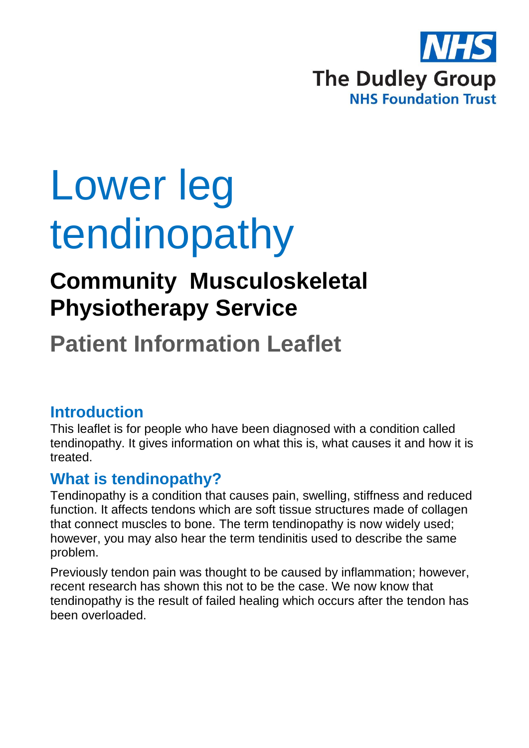The Dudley Group
NHS Foundation Trust

# Lower leg tendinopathy

## Community Musculoskeletal Physiotherapy Service

## Patient Information Leaflet

### Introduction

This leaflet is for people who have been diagnosed with a condition called tendinopathy. It gives information on what this is, what causes it and how it is treated.

### What is tendinopathy?

Tendinopathy is a condition that causes pain, swelling, stiffness and reduced function. It affects tendons which are soft tissue structures made of collagen that connect muscles to bone. The term tendinopathy is now widely used; however, you may also hear the term tendinitis used to describe the same problem.

Previously tendon pain was thought to be caused by inflammation; however, recent research has shown this not to be the case. We now know that tendinopathy is the result of failed healing which occurs after the tendon has been overloaded.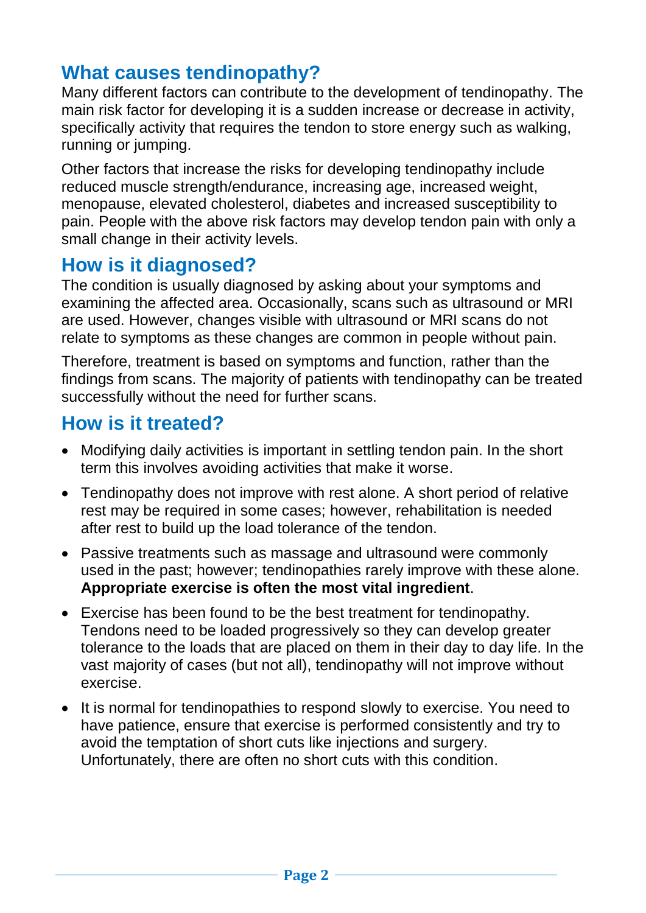## What causes tendinopathy?

Many different factors can contribute to the development of tendinopathy. The main risk factor for developing it is a sudden increase or decrease in activity, specifically activity that requires the tendon to store energy such as walking, running or jumping.

Other factors that increase the risks for developing tendinopathy include reduced muscle strength/endurance, increasing age, increased weight, menopause, elevated cholesterol, diabetes and increased susceptibility to pain. People with the above risk factors may develop tendon pain with only a small change in their activity levels.

## How is it diagnosed?

The condition is usually diagnosed by asking about your symptoms and examining the affected area. Occasionally, scans such as ultrasound or MRI are used. However, changes visible with ultrasound or MRI scans do not relate to symptoms as these changes are common in people without pain.

Therefore, treatment is based on symptoms and function, rather than the findings from scans. The majority of patients with tendinopathy can be treated successfully without the need for further scans.

## How is it treated?

- Modifying daily activities is important in settling tendon pain. In the short term this involves avoiding activities that make it worse.
- Tendinopathy does not improve with rest alone. A short period of relative rest may be required in some cases; however, rehabilitation is needed after rest to build up the load tolerance of the tendon.
- Passive treatments such as massage and ultrasound were commonly used in the past; however; tendinopathies rarely improve with these alone. **Appropriate exercise is often the most vital ingredient**.
- Exercise has been found to be the best treatment for tendinopathy. Tendons need to be loaded progressively so they can develop greater tolerance to the loads that are placed on them in their day to day life. In the vast majority of cases (but not all), tendinopathy will not improve without exercise.
- It is normal for tendinopathies to respond slowly to exercise. You need to have patience, ensure that exercise is performed consistently and try to avoid the temptation of short cuts like injections and surgery. Unfortunately, there are often no short cuts with this condition.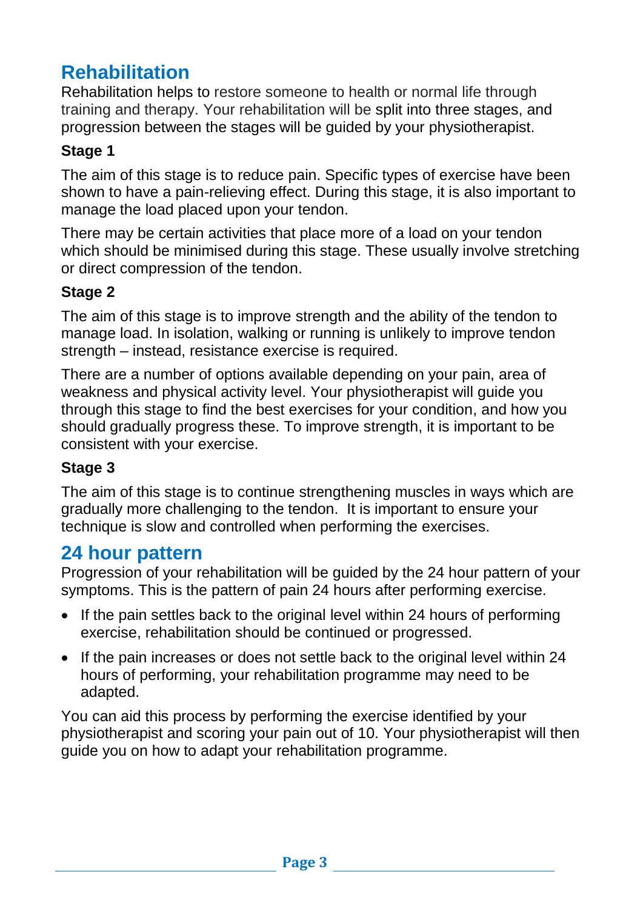## Rehabilitation

Rehabilitation helps to restore someone to health or normal life through training and therapy. Your rehabilitation will be split into three stages, and progression between the stages will be guided by your physiotherapist.

### Stage 1

The aim of this stage is to reduce pain. Specific types of exercise have been shown to have a pain-relieving effect. During this stage, it is also important to manage the load placed upon your tendon.

There may be certain activities that place more of a load on your tendon which should be minimised during this stage. These usually involve stretching or direct compression of the tendon.

### Stage 2

The aim of this stage is to improve strength and the ability of the tendon to manage load. In isolation, walking or running is unlikely to improve tendon strength – instead, resistance exercise is required.

There are a number of options available depending on your pain, area of weakness and physical activity level. Your physiotherapist will guide you through this stage to find the best exercises for your condition, and how you should gradually progress these. To improve strength, it is important to be consistent with your exercise.

### Stage 3

The aim of this stage is to continue strengthening muscles in ways which are gradually more challenging to the tendon. It is important to ensure your technique is slow and controlled when performing the exercises.

## 24 hour pattern

Progression of your rehabilitation will be guided by the 24 hour pattern of your symptoms. This is the pattern of pain 24 hours after performing exercise.

- If the pain settles back to the original level within 24 hours of performing exercise, rehabilitation should be continued or progressed.
- If the pain increases or does not settle back to the original level within 24 hours of performing, your rehabilitation programme may need to be adapted.

You can aid this process by performing the exercise identified by your physiotherapist and scoring your pain out of 10. Your physiotherapist will then guide you on how to adapt your rehabilitation programme.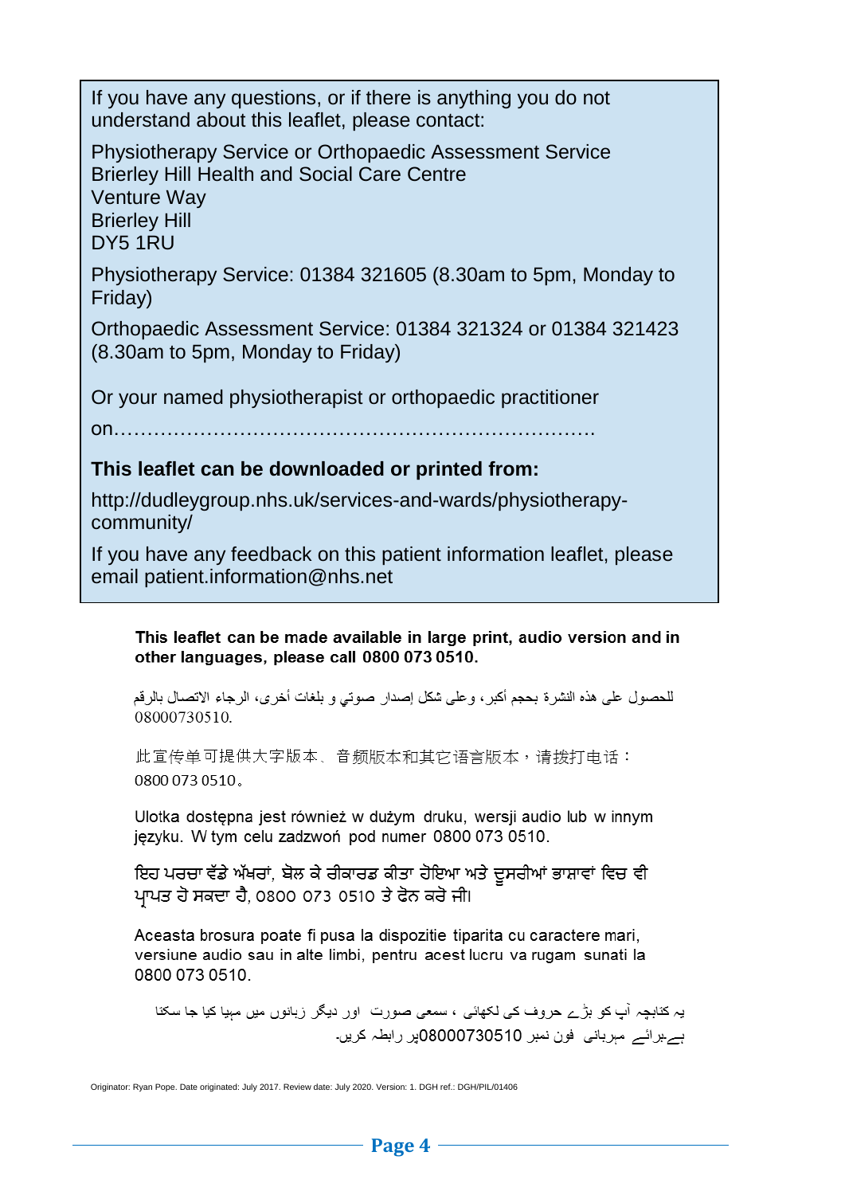If you have any questions, or if there is anything you do not understand about this leaflet, please contact:

Physiotherapy Service or Orthopaedic Assessment Service
Brierley Hill Health and Social Care Centre
Venture Way
Brierley Hill
DY5 1RU

Physiotherapy Service: 01384 321605 (8.30am to 5pm, Monday to Friday)

Orthopaedic Assessment Service: 01384 321324 or 01384 321423 (8.30am to 5pm, Monday to Friday)

Or your named physiotherapist or orthopaedic practitioner on…………………………………………………………………

**This leaflet can be downloaded or printed from:**

http://dudleygroup.nhs.uk/services-and-wards/physiotherapy-community/

If you have any feedback on this patient information leaflet, please email patient.information@nhs.net

**This leaflet can be made available in large print, audio version and in other languages, please call 0800 073 0510.**

للحصول على هذه النشرة بحجم أكبر، وعلى شكل إصدار صوتي و بلغات أخرى، الرجاء الاتصال بالرقم 08000730510.

此宣传单可提供大字版本、音频版本和其它语言版本，请拨打电话：0800 073 0510。

Ulotka dostępna jest również w dużym druku, wersji audio lub w innym języku. W tym celu zadzwoń pod numer 0800 073 0510.

ਇਹ ਪਰਚਾ ਵੱਡੇ ਅੱਖਰਾਂ, ਬੋਲ ਕੇ ਰੀਕਾਰਡ ਕੀਤਾ ਹੋਇਆ ਅਤੇ ਦੂਸਰੀਆਂ ਭਾਸ਼ਾਵਾਂ ਵਿਚ ਵੀ ਪ੍ਰਾਪਤ ਹੋ ਸਕਦਾ ਹੈ, 0800 073 0510 ਤੇ ਫੋਨ ਕਰੋ ਜੀ।

Aceasta brosura poate fi pusa la dispozitie tiparita cu caractere mari, versiune audio sau in alte limbi, pentru acest lucru va rugam sunati la 0800 073 0510.

یہ کتابچہ آپ کو بڑے حروف کی لکھائی ، سمعی صورت اور دیگر زبانوں میں مہیا کیا جا سکتا ہے۔برائے مہربانی فون نمبر 08000730510پر رابطہ کریں۔

Originator: Ryan Pope. Date originated: July 2017. Review date: July 2020. Version: 1. DGH ref.: DGH/PIL/01406